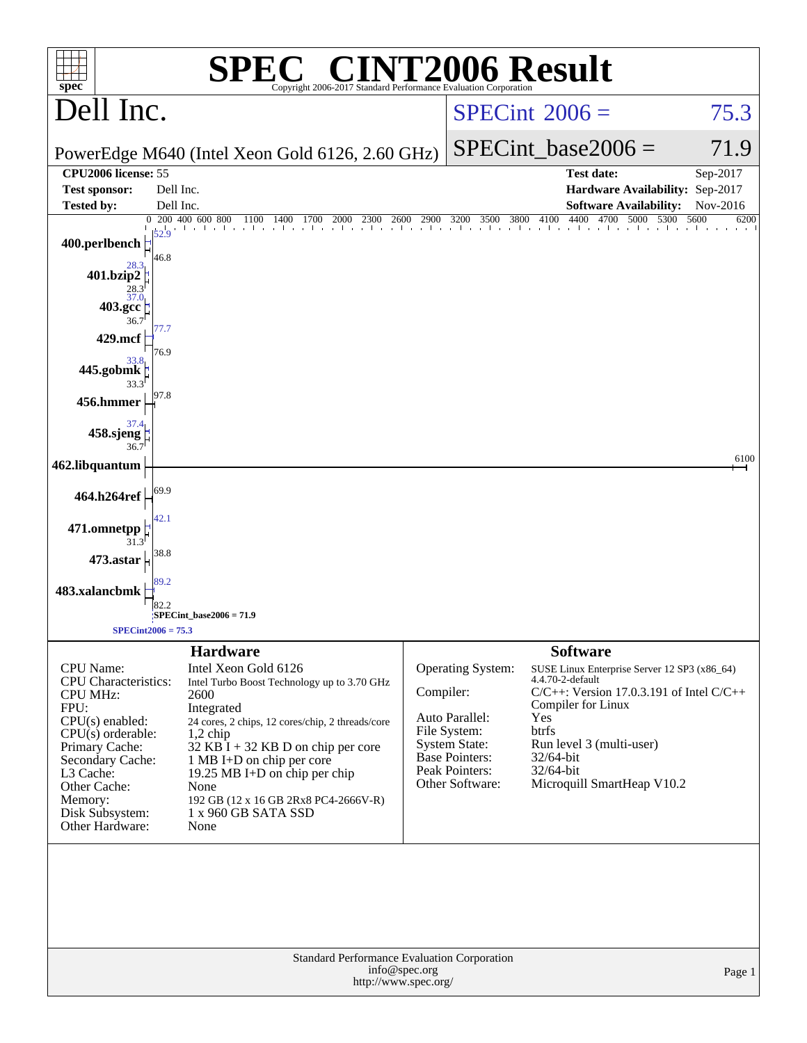# SPEC® CINT2006 Result

Copyright 2006-2017 Standard Performance Evaluation Corporation

## Dell Inc.

PowerEdge M640 (Intel Xeon Gold 6126, 2.60 GHz)

SPECint 2006 = 75.3

SPECint_base2006 = 71.9

| | | | |
|---|---|---|---|
| **CPU2006 license:** 55 | | **Test date:** | Sep-2017 |
| **Test sponsor:** | Dell Inc. | **Hardware Availability:** | Sep-2017 |
| **Tested by:** | Dell Inc. | **Software Availability:** | Nov-2016 |

| Benchmark | Peak | Base |
|---|---|---|
| 400.perlbench | 52.9 | 46.8 |
| 401.bzip2 | 28.3 | 28.3 |
| 403.gcc | 37.0 | 36.7 |
| 429.mcf | 77.7 | 76.9 |
| 445.gobmk | 33.8 | 33.3 |
| 456.hmmer | | 97.8 |
| 458.sjeng | 37.4 | 36.7 |
| 462.libquantum | | 6100 |
| 464.h264ref | | 69.9 |
| 471.omnetpp | 42.1 | 31.3 |
| 473.astar | | 38.8 |
| 483.xalancbmk | 89.2 | 82.2 |

SPECint_base2006 = 71.9

SPECint2006 = 75.3

## Hardware

| | |
|---|---|
| CPU Name: | Intel Xeon Gold 6126 |
| CPU Characteristics: | Intel Turbo Boost Technology up to 3.70 GHz |
| CPU MHz: | 2600 |
| FPU: | Integrated |
| CPU(s) enabled: | 24 cores, 2 chips, 12 cores/chip, 2 threads/core |
| CPU(s) orderable: | 1,2 chip |
| Primary Cache: | 32 KB I + 32 KB D on chip per core |
| Secondary Cache: | 1 MB I+D on chip per core |
| L3 Cache: | 19.25 MB I+D on chip per chip |
| Other Cache: | None |
| Memory: | 192 GB (12 x 16 GB 2Rx8 PC4-2666V-R) |
| Disk Subsystem: | 1 x 960 GB SATA SSD |
| Other Hardware: | None |

## Software

| | |
|---|---|
| Operating System: | SUSE Linux Enterprise Server 12 SP3 (x86_64) 4.4.70-2-default |
| Compiler: | C/C++: Version 17.0.3.191 of Intel C/C++ Compiler for Linux |
| Auto Parallel: | Yes |
| File System: | btrfs |
| System State: | Run level 3 (multi-user) |
| Base Pointers: | 32/64-bit |
| Peak Pointers: | 32/64-bit |
| Other Software: | Microquill SmartHeap V10.2 |

Standard Performance Evaluation Corporation
info@spec.org
http://www.spec.org/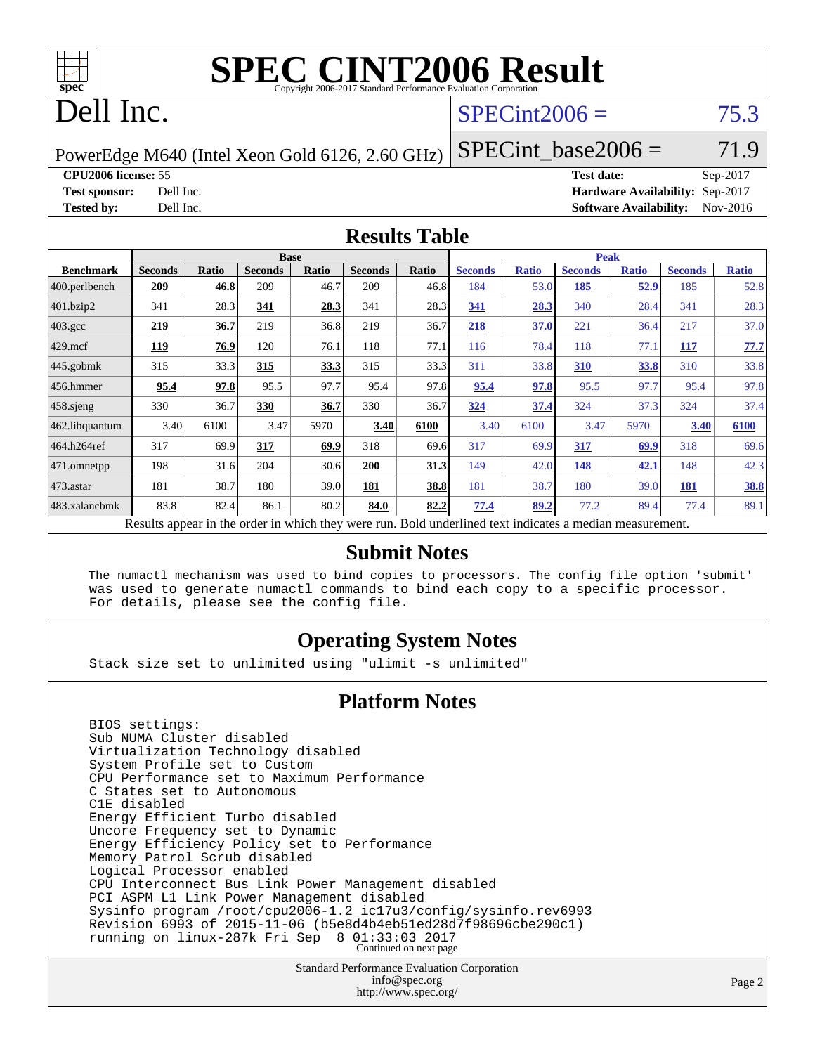# SPEC CINT2006 Result

Copyright 2006-2017 Standard Performance Evaluation Corporation

# Dell Inc.

PowerEdge M640 (Intel Xeon Gold 6126, 2.60 GHz)

SPECint2006 = 75.3

SPECint_base2006 = 71.9

**CPU2006 license:** 55
**Test sponsor:** Dell Inc.
**Tested by:** Dell Inc.

**Test date:** Sep-2017
**Hardware Availability:** Sep-2017
**Software Availability:** Nov-2016

## Results Table

| Benchmark | Base | | | | | | Peak | | | | | |
|---|---|---|---|---|---|---|---|---|---|---|---|---|
| | Seconds | Ratio | Seconds | Ratio | Seconds | Ratio | Seconds | Ratio | Seconds | Ratio | Seconds | Ratio |
| 400.perlbench | **209** | **46.8** | 209 | 46.7 | 209 | 46.8 | 184 | 53.0 | **185** | **52.9** | 185 | 52.8 |
| 401.bzip2 | 341 | 28.3 | **341** | **28.3** | 341 | 28.3 | **341** | **28.3** | 340 | 28.4 | 341 | 28.3 |
| 403.gcc | **219** | **36.7** | 219 | 36.8 | 219 | 36.7 | **218** | **37.0** | 221 | 36.4 | 217 | 37.0 |
| 429.mcf | **119** | **76.9** | 120 | 76.1 | 118 | 77.1 | 116 | 78.4 | 118 | 77.1 | **117** | **77.7** |
| 445.gobmk | 315 | 33.3 | **315** | **33.3** | 315 | 33.3 | 311 | 33.8 | **310** | **33.8** | 310 | 33.8 |
| 456.hmmer | **95.4** | **97.8** | 95.5 | 97.7 | 95.4 | 97.8 | **95.4** | **97.8** | 95.5 | 97.7 | 95.4 | 97.8 |
| 458.sjeng | 330 | 36.7 | **330** | **36.7** | 330 | 36.7 | **324** | **37.4** | 324 | 37.3 | 324 | 37.4 |
| 462.libquantum | 3.40 | 6100 | 3.47 | 5970 | **3.40** | **6100** | 3.40 | 6100 | 3.47 | 5970 | **3.40** | **6100** |
| 464.h264ref | 317 | 69.9 | **317** | **69.9** | 318 | 69.6 | 317 | 69.9 | **317** | **69.9** | 318 | 69.6 |
| 471.omnetpp | 198 | 31.6 | 204 | 30.6 | **200** | **31.3** | 149 | 42.0 | **148** | **42.1** | 148 | 42.3 |
| 473.astar | 181 | 38.7 | 180 | 39.0 | **181** | **38.8** | 181 | 38.7 | 180 | 39.0 | **181** | **38.8** |
| 483.xalancbmk | 83.8 | 82.4 | 86.1 | 80.2 | **84.0** | **82.2** | **77.4** | **89.2** | 77.2 | 89.4 | 77.4 | 89.1 |

Results appear in the order in which they were run. Bold underlined text indicates a median measurement.

## Submit Notes

```
The numactl mechanism was used to bind copies to processors. The config file option 'submit'
was used to generate numactl commands to bind each copy to a specific processor.
For details, please see the config file.
```

## Operating System Notes

```
Stack size set to unlimited using "ulimit -s unlimited"
```

## Platform Notes

```
BIOS settings:
Sub NUMA Cluster disabled
Virtualization Technology disabled
System Profile set to Custom
CPU Performance set to Maximum Performance
C States set to Autonomous
C1E disabled
Energy Efficient Turbo disabled
Uncore Frequency set to Dynamic
Energy Efficiency Policy set to Performance
Memory Patrol Scrub disabled
Logical Processor enabled
CPU Interconnect Bus Link Power Management disabled
PCI ASPM L1 Link Power Management disabled
Sysinfo program /root/cpu2006-1.2_ic17u3/config/sysinfo.rev6993
Revision 6993 of 2015-11-06 (b5e8d4b4eb51ed28d7f98696cbe290c1)
running on linux-287k Fri Sep  8 01:33:03 2017
```

Continued on next page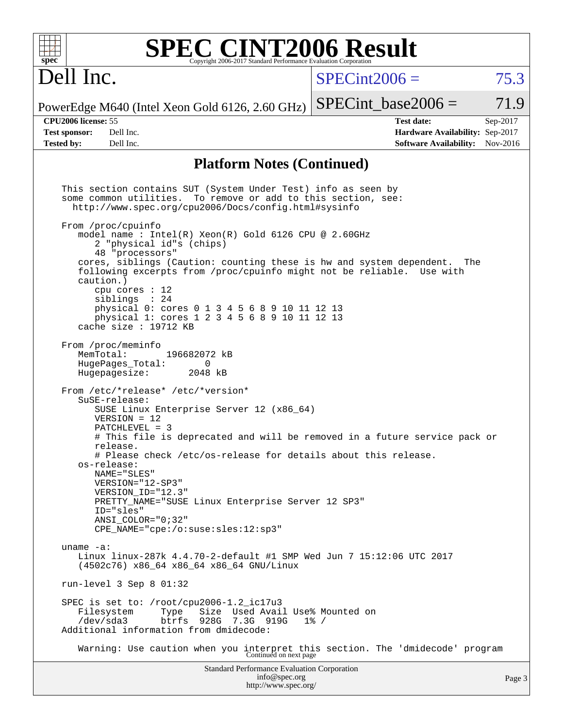# SPEC CINT2006 Result

Copyright 2006-2017 Standard Performance Evaluation Corporation

**Dell Inc.**

PowerEdge M640 (Intel Xeon Gold 6126, 2.60 GHz)

SPECint2006 = 75.3

SPECint_base2006 = 71.9

| | | | |
|---|---|---|---|
| **CPU2006 license:** 55 | | **Test date:** | Sep-2017 |
| **Test sponsor:** | Dell Inc. | **Hardware Availability:** | Sep-2017 |
| **Tested by:** | Dell Inc. | **Software Availability:** | Nov-2016 |

## Platform Notes (Continued)

```
This section contains SUT (System Under Test) info as seen by
some common utilities.  To remove or add to this section, see:
  http://www.spec.org/cpu2006/Docs/config.html#sysinfo

From /proc/cpuinfo
   model name : Intel(R) Xeon(R) Gold 6126 CPU @ 2.60GHz
      2 "physical id"s (chips)
      48 "processors"
   cores, siblings (Caution: counting these is hw and system dependent.  The
   following excerpts from /proc/cpuinfo might not be reliable.  Use with
   caution.)
      cpu cores : 12
      siblings  : 24
      physical 0: cores 0 1 3 4 5 6 8 9 10 11 12 13
      physical 1: cores 1 2 3 4 5 6 8 9 10 11 12 13
   cache size : 19712 KB

From /proc/meminfo
   MemTotal:       196682072 kB
   HugePages_Total:       0
   Hugepagesize:       2048 kB

From /etc/*release* /etc/*version*
   SuSE-release:
      SUSE Linux Enterprise Server 12 (x86_64)
      VERSION = 12
      PATCHLEVEL = 3
      # This file is deprecated and will be removed in a future service pack or
      release.
      # Please check /etc/os-release for details about this release.
   os-release:
      NAME="SLES"
      VERSION="12-SP3"
      VERSION_ID="12.3"
      PRETTY_NAME="SUSE Linux Enterprise Server 12 SP3"
      ID="sles"
      ANSI_COLOR="0;32"
      CPE_NAME="cpe:/o:suse:sles:12:sp3"

uname -a:
   Linux linux-287k 4.4.70-2-default #1 SMP Wed Jun 7 15:12:06 UTC 2017
   (4502c76) x86_64 x86_64 x86_64 GNU/Linux

run-level 3 Sep 8 01:32

SPEC is set to: /root/cpu2006-1.2_ic17u3
   Filesystem     Type   Size  Used Avail Use% Mounted on
   /dev/sda3      btrfs  928G  7.3G  919G   1% /
Additional information from dmidecode:

   Warning: Use caution when you interpret this section. The 'dmidecode' program
```

Continued on next page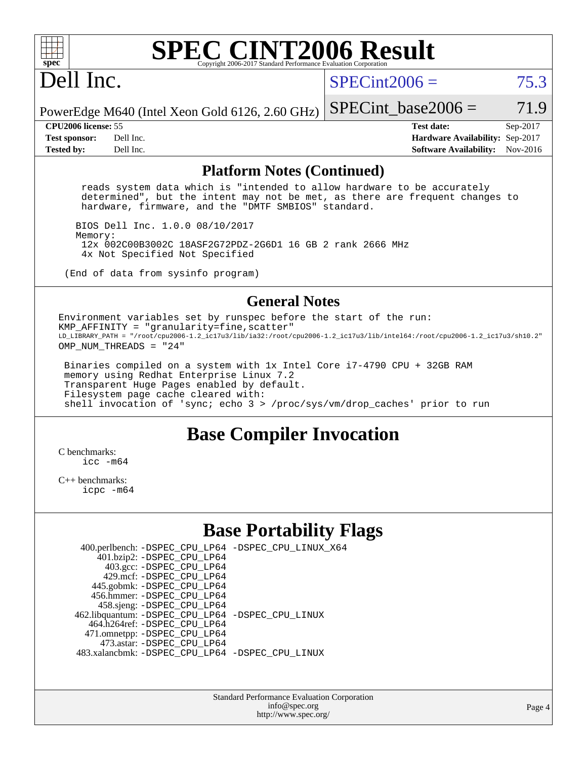# SPEC CINT2006 Result

Copyright 2006-2017 Standard Performance Evaluation Corporation

## Dell Inc.

PowerEdge M640 (Intel Xeon Gold 6126, 2.60 GHz)

SPECint2006 = 75.3

SPECint_base2006 = 71.9

**CPU2006 license:** 55
**Test sponsor:** Dell Inc.
**Tested by:** Dell Inc.

**Test date:** Sep-2017
**Hardware Availability:** Sep-2017
**Software Availability:** Nov-2016

## Platform Notes (Continued)

```
  reads system data which is "intended to allow hardware to be accurately
  determined", but the intent may not be met, as there are frequent changes to
  hardware, firmware, and the "DMTF SMBIOS" standard.

 BIOS Dell Inc. 1.0.0 08/10/2017
 Memory:
  12x 002C00B3002C 18ASF2G72PDZ-2G6D1 16 GB 2 rank 2666 MHz
  4x Not Specified Not Specified

(End of data from sysinfo program)
```

## General Notes

```
Environment variables set by runspec before the start of the run:
KMP_AFFINITY = "granularity=fine,scatter"
LD_LIBRARY_PATH = "/root/cpu2006-1.2_ic17u3/lib/ia32:/root/cpu2006-1.2_ic17u3/lib/intel64:/root/cpu2006-1.2_ic17u3/sh10.2"
OMP_NUM_THREADS = "24"

 Binaries compiled on a system with 1x Intel Core i7-4790 CPU + 32GB RAM
 memory using Redhat Enterprise Linux 7.2
 Transparent Huge Pages enabled by default.
 Filesystem page cache cleared with:
 shell invocation of 'sync; echo 3 > /proc/sys/vm/drop_caches' prior to run
```

## Base Compiler Invocation

C benchmarks:
```
icc -m64
```

C++ benchmarks:
```
icpc -m64
```

## Base Portability Flags

```
   400.perlbench: -DSPEC_CPU_LP64 -DSPEC_CPU_LINUX_X64
       401.bzip2: -DSPEC_CPU_LP64
         403.gcc: -DSPEC_CPU_LP64
         429.mcf: -DSPEC_CPU_LP64
       445.gobmk: -DSPEC_CPU_LP64
       456.hmmer: -DSPEC_CPU_LP64
       458.sjeng: -DSPEC_CPU_LP64
  462.libquantum: -DSPEC_CPU_LP64 -DSPEC_CPU_LINUX
     464.h264ref: -DSPEC_CPU_LP64
     471.omnetpp: -DSPEC_CPU_LP64
       473.astar: -DSPEC_CPU_LP64
  483.xalancbmk: -DSPEC_CPU_LP64 -DSPEC_CPU_LINUX
```

Standard Performance Evaluation Corporation
info@spec.org
http://www.spec.org/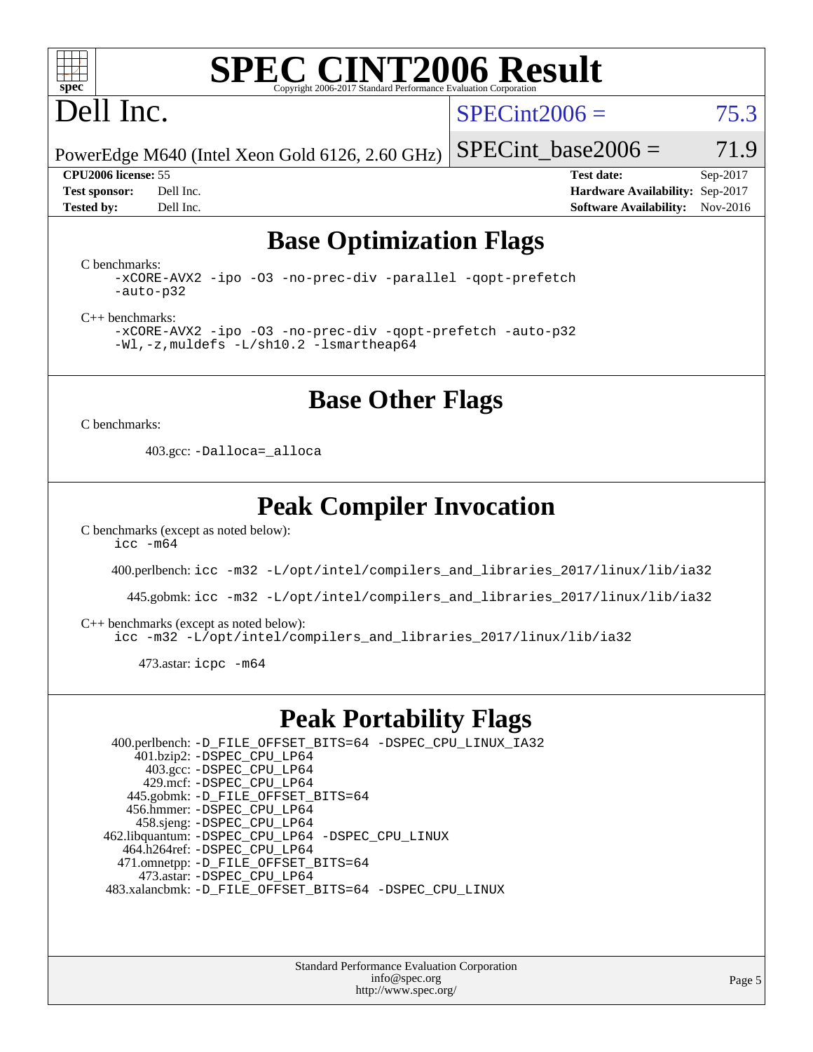# SPEC CINT2006 Result

Copyright 2006-2017 Standard Performance Evaluation Corporation

# Dell Inc.

PowerEdge M640 (Intel Xeon Gold 6126, 2.60 GHz)

SPECint2006 = 75.3

SPECint_base2006 = 71.9

| | | | |
|---|---|---|---|
| **CPU2006 license:** 55 | | **Test date:** | Sep-2017 |
| **Test sponsor:** | Dell Inc. | **Hardware Availability:** | Sep-2017 |
| **Tested by:** | Dell Inc. | **Software Availability:** | Nov-2016 |

## Base Optimization Flags

C benchmarks:

```
-xCORE-AVX2 -ipo -O3 -no-prec-div -parallel -qopt-prefetch
-auto-p32
```

C++ benchmarks:

```
-xCORE-AVX2 -ipo -O3 -no-prec-div -qopt-prefetch -auto-p32
-Wl,-z,muldefs -L/sh10.2 -lsmartheap64
```

## Base Other Flags

C benchmarks:

403.gcc: `-Dalloca=_alloca`

## Peak Compiler Invocation

C benchmarks (except as noted below):

`icc -m64`

400.perlbench: `icc -m32 -L/opt/intel/compilers_and_libraries_2017/linux/lib/ia32`

445.gobmk: `icc -m32 -L/opt/intel/compilers_and_libraries_2017/linux/lib/ia32`

C++ benchmarks (except as noted below):

`icc -m32 -L/opt/intel/compilers_and_libraries_2017/linux/lib/ia32`

473.astar: `icpc -m64`

## Peak Portability Flags

400.perlbench: `-D_FILE_OFFSET_BITS=64 -DSPEC_CPU_LINUX_IA32`
401.bzip2: `-DSPEC_CPU_LP64`
403.gcc: `-DSPEC_CPU_LP64`
429.mcf: `-DSPEC_CPU_LP64`
445.gobmk: `-D_FILE_OFFSET_BITS=64`
456.hmmer: `-DSPEC_CPU_LP64`
458.sjeng: `-DSPEC_CPU_LP64`
462.libquantum: `-DSPEC_CPU_LP64 -DSPEC_CPU_LINUX`
464.h264ref: `-DSPEC_CPU_LP64`
471.omnetpp: `-D_FILE_OFFSET_BITS=64`
473.astar: `-DSPEC_CPU_LP64`
483.xalancbmk: `-D_FILE_OFFSET_BITS=64 -DSPEC_CPU_LINUX`

Standard Performance Evaluation Corporation
info@spec.org
http://www.spec.org/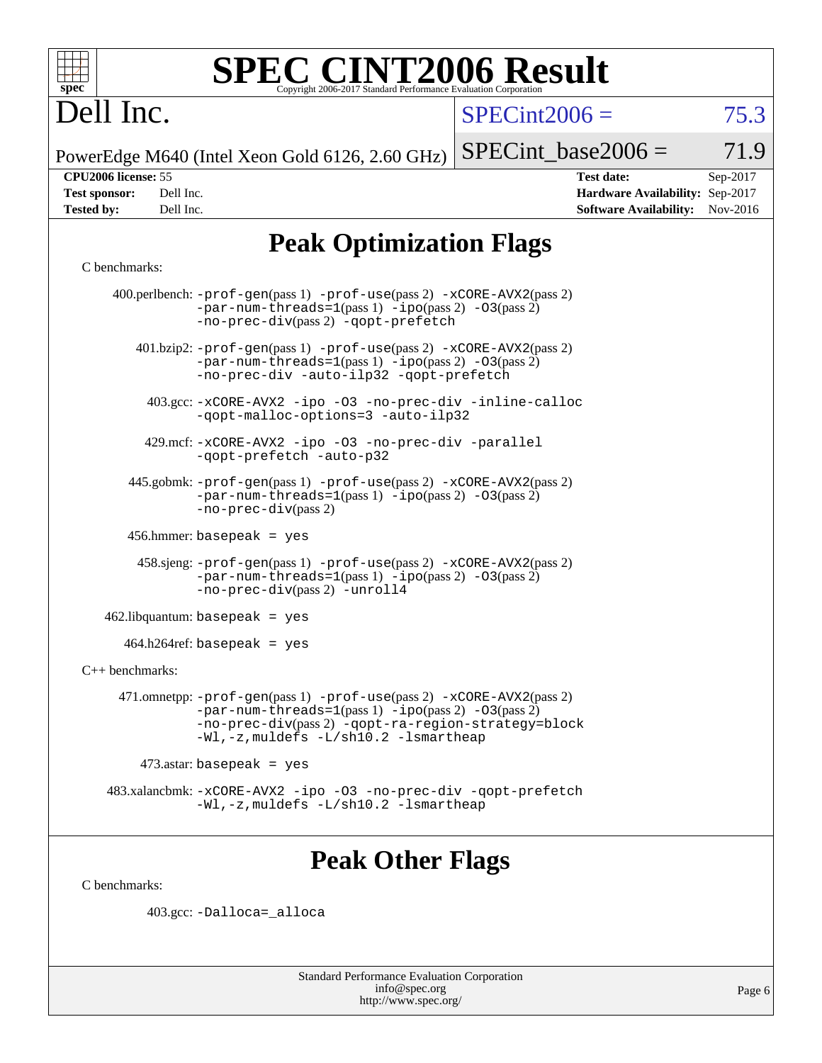# SPEC CINT2006 Result

Copyright 2006-2017 Standard Performance Evaluation Corporation

# Dell Inc.

PowerEdge M640 (Intel Xeon Gold 6126, 2.60 GHz)

SPECint2006 = 75.3

SPECint_base2006 = 71.9

| CPU2006 license: 55 | Test date: Sep-2017 |
|---|---|
| Test sponsor: Dell Inc. | Hardware Availability: Sep-2017 |
| Tested by: Dell Inc. | Software Availability: Nov-2016 |

## Peak Optimization Flags

C benchmarks:

400.perlbench: -prof-gen(pass 1) -prof-use(pass 2) -xCORE-AVX2(pass 2) -par-num-threads=1(pass 1) -ipo(pass 2) -O3(pass 2) -no-prec-div(pass 2) -qopt-prefetch

401.bzip2: -prof-gen(pass 1) -prof-use(pass 2) -xCORE-AVX2(pass 2) -par-num-threads=1(pass 1) -ipo(pass 2) -O3(pass 2) -no-prec-div -auto-ilp32 -qopt-prefetch

403.gcc: -xCORE-AVX2 -ipo -O3 -no-prec-div -inline-calloc -qopt-malloc-options=3 -auto-ilp32

429.mcf: -xCORE-AVX2 -ipo -O3 -no-prec-div -parallel -qopt-prefetch -auto-p32

445.gobmk: -prof-gen(pass 1) -prof-use(pass 2) -xCORE-AVX2(pass 2) -par-num-threads=1(pass 1) -ipo(pass 2) -O3(pass 2) -no-prec-div(pass 2)

456.hmmer: basepeak = yes

458.sjeng: -prof-gen(pass 1) -prof-use(pass 2) -xCORE-AVX2(pass 2) -par-num-threads=1(pass 1) -ipo(pass 2) -O3(pass 2) -no-prec-div(pass 2) -unroll4

462.libquantum: basepeak = yes

464.h264ref: basepeak = yes

C++ benchmarks:

471.omnetpp: -prof-gen(pass 1) -prof-use(pass 2) -xCORE-AVX2(pass 2) -par-num-threads=1(pass 1) -ipo(pass 2) -O3(pass 2) -no-prec-div(pass 2) -qopt-ra-region-strategy=block -Wl,-z,muldefs -L/sh10.2 -lsmartheap

473.astar: basepeak = yes

483.xalancbmk: -xCORE-AVX2 -ipo -O3 -no-prec-div -qopt-prefetch -Wl,-z,muldefs -L/sh10.2 -lsmartheap

## Peak Other Flags

C benchmarks:

403.gcc: -Dalloca=_alloca

Standard Performance Evaluation Corporation
info@spec.org
http://www.spec.org/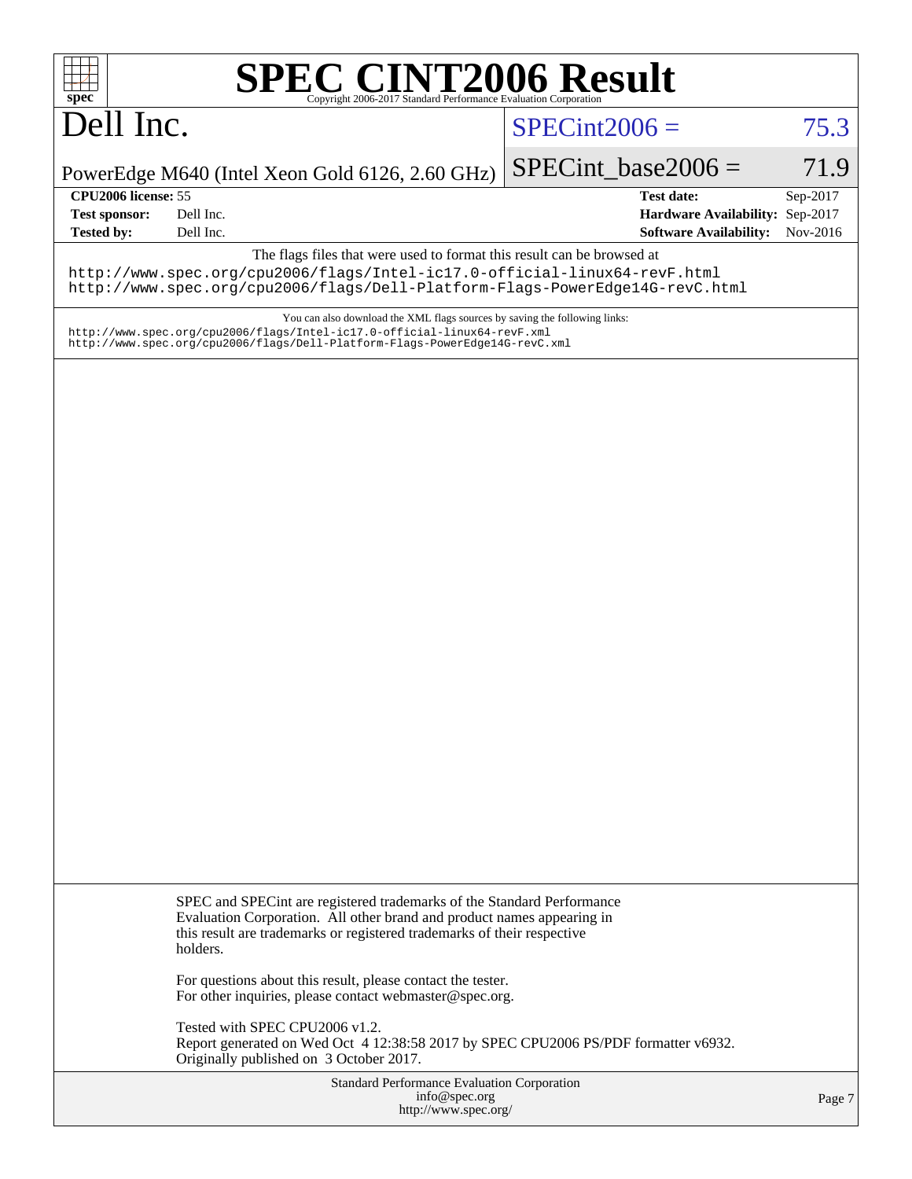# SPEC CINT2006 Result

Copyright 2006-2017 Standard Performance Evaluation Corporation

## Dell Inc.

PowerEdge M640 (Intel Xeon Gold 6126, 2.60 GHz)

SPECint2006 = 75.3

SPECint_base2006 = 71.9

| | | | |
|---|---|---|---|
| **CPU2006 license:** | 55 | **Test date:** | Sep-2017 |
| **Test sponsor:** | Dell Inc. | **Hardware Availability:** | Sep-2017 |
| **Tested by:** | Dell Inc. | **Software Availability:** | Nov-2016 |

The flags files that were used to format this result can be browsed at

http://www.spec.org/cpu2006/flags/Intel-ic17.0-official-linux64-revF.html
http://www.spec.org/cpu2006/flags/Dell-Platform-Flags-PowerEdge14G-revC.html

You can also download the XML flags sources by saving the following links:

http://www.spec.org/cpu2006/flags/Intel-ic17.0-official-linux64-revF.xml
http://www.spec.org/cpu2006/flags/Dell-Platform-Flags-PowerEdge14G-revC.xml

SPEC and SPECint are registered trademarks of the Standard Performance Evaluation Corporation. All other brand and product names appearing in this result are trademarks or registered trademarks of their respective holders.

For questions about this result, please contact the tester.
For other inquiries, please contact webmaster@spec.org.

Tested with SPEC CPU2006 v1.2.
Report generated on Wed Oct 4 12:38:58 2017 by SPEC CPU2006 PS/PDF formatter v6932.
Originally published on 3 October 2017.

Standard Performance Evaluation Corporation
info@spec.org
http://www.spec.org/